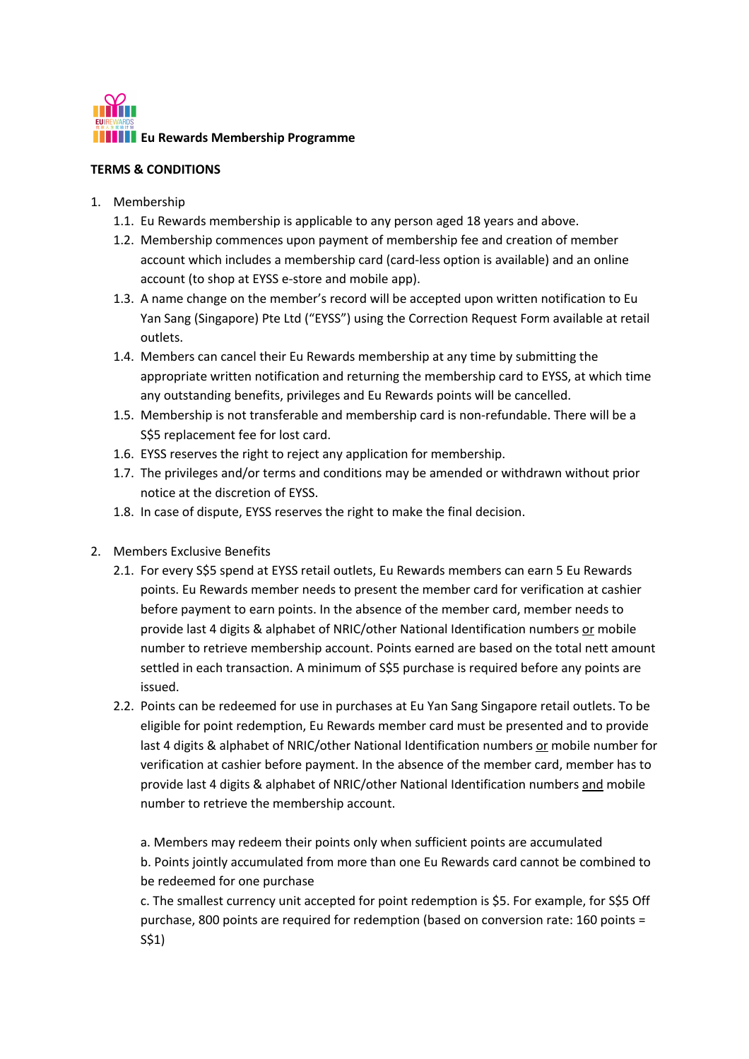# Eu Rewards Membership Programme

## TERMS & CONDITIONS

1. Membership
   1.1. Eu Rewards membership is applicable to any person aged 18 years and above.
   1.2. Membership commences upon payment of membership fee and creation of member account which includes a membership card (card-less option is available) and an online account (to shop at EYSS e-store and mobile app).
   1.3. A name change on the member's record will be accepted upon written notification to Eu Yan Sang (Singapore) Pte Ltd ("EYSS") using the Correction Request Form available at retail outlets.
   1.4. Members can cancel their Eu Rewards membership at any time by submitting the appropriate written notification and returning the membership card to EYSS, at which time any outstanding benefits, privileges and Eu Rewards points will be cancelled.
   1.5. Membership is not transferable and membership card is non-refundable. There will be a S$5 replacement fee for lost card.
   1.6. EYSS reserves the right to reject any application for membership.
   1.7. The privileges and/or terms and conditions may be amended or withdrawn without prior notice at the discretion of EYSS.
   1.8. In case of dispute, EYSS reserves the right to make the final decision.

2. Members Exclusive Benefits
   2.1. For every S$5 spend at EYSS retail outlets, Eu Rewards members can earn 5 Eu Rewards points. Eu Rewards member needs to present the member card for verification at cashier before payment to earn points. In the absence of the member card, member needs to provide last 4 digits & alphabet of NRIC/other National Identification numbers <u>or</u> mobile number to retrieve membership account. Points earned are based on the total nett amount settled in each transaction. A minimum of S$5 purchase is required before any points are issued.
   2.2. Points can be redeemed for use in purchases at Eu Yan Sang Singapore retail outlets. To be eligible for point redemption, Eu Rewards member card must be presented and to provide last 4 digits & alphabet of NRIC/other National Identification numbers <u>or</u> mobile number for verification at cashier before payment. In the absence of the member card, member has to provide last 4 digits & alphabet of NRIC/other National Identification numbers <u>and</u> mobile number to retrieve the membership account.

      a. Members may redeem their points only when sufficient points are accumulated
      b. Points jointly accumulated from more than one Eu Rewards card cannot be combined to be redeemed for one purchase
      c. The smallest currency unit accepted for point redemption is $5. For example, for S$5 Off purchase, 800 points are required for redemption (based on conversion rate: 160 points = S$1)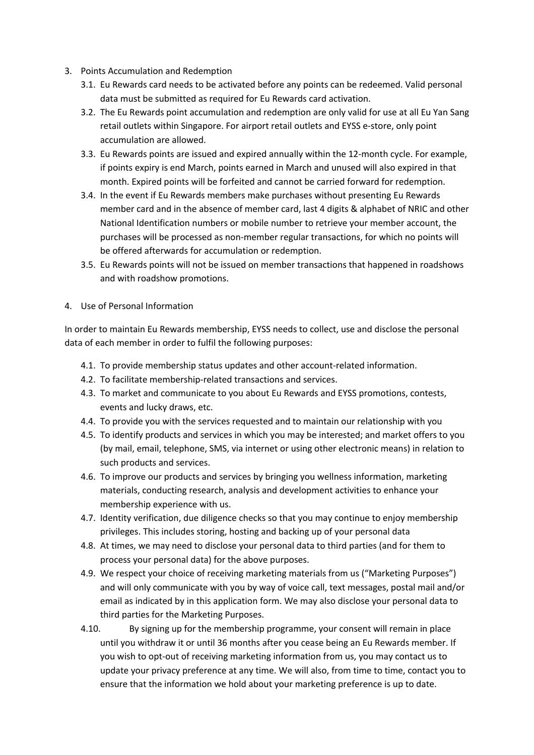3. Points Accumulation and Redemption
    3.1. Eu Rewards card needs to be activated before any points can be redeemed. Valid personal data must be submitted as required for Eu Rewards card activation.
    3.2. The Eu Rewards point accumulation and redemption are only valid for use at all Eu Yan Sang retail outlets within Singapore. For airport retail outlets and EYSS e-store, only point accumulation are allowed.
    3.3. Eu Rewards points are issued and expired annually within the 12-month cycle. For example, if points expiry is end March, points earned in March and unused will also expired in that month. Expired points will be forfeited and cannot be carried forward for redemption.
    3.4. In the event if Eu Rewards members make purchases without presenting Eu Rewards member card and in the absence of member card, last 4 digits & alphabet of NRIC and other National Identification numbers or mobile number to retrieve your member account, the purchases will be processed as non-member regular transactions, for which no points will be offered afterwards for accumulation or redemption.
    3.5. Eu Rewards points will not be issued on member transactions that happened in roadshows and with roadshow promotions.

4. Use of Personal Information

In order to maintain Eu Rewards membership, EYSS needs to collect, use and disclose the personal data of each member in order to fulfil the following purposes:

- 4.1. To provide membership status updates and other account-related information.
- 4.2. To facilitate membership-related transactions and services.
- 4.3. To market and communicate to you about Eu Rewards and EYSS promotions, contests, events and lucky draws, etc.
- 4.4. To provide you with the services requested and to maintain our relationship with you
- 4.5. To identify products and services in which you may be interested; and market offers to you (by mail, email, telephone, SMS, via internet or using other electronic means) in relation to such products and services.
- 4.6. To improve our products and services by bringing you wellness information, marketing materials, conducting research, analysis and development activities to enhance your membership experience with us.
- 4.7. Identity verification, due diligence checks so that you may continue to enjoy membership privileges. This includes storing, hosting and backing up of your personal data
- 4.8. At times, we may need to disclose your personal data to third parties (and for them to process your personal data) for the above purposes.
- 4.9. We respect your choice of receiving marketing materials from us ("Marketing Purposes") and will only communicate with you by way of voice call, text messages, postal mail and/or email as indicated by in this application form. We may also disclose your personal data to third parties for the Marketing Purposes.
- 4.10. By signing up for the membership programme, your consent will remain in place until you withdraw it or until 36 months after you cease being an Eu Rewards member. If you wish to opt-out of receiving marketing information from us, you may contact us to update your privacy preference at any time. We will also, from time to time, contact you to ensure that the information we hold about your marketing preference is up to date.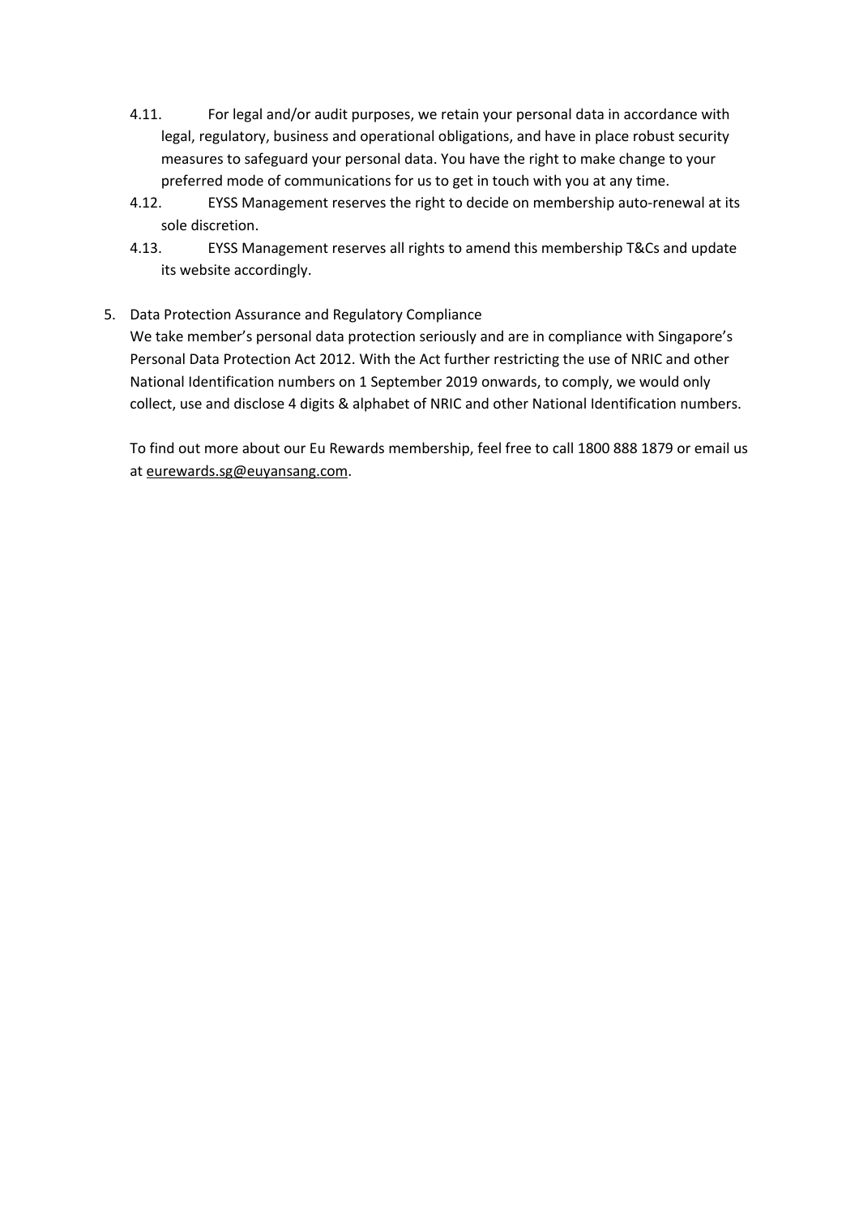4.11. For legal and/or audit purposes, we retain your personal data in accordance with legal, regulatory, business and operational obligations, and have in place robust security measures to safeguard your personal data. You have the right to make change to your preferred mode of communications for us to get in touch with you at any time.

4.12. EYSS Management reserves the right to decide on membership auto-renewal at its sole discretion.

4.13. EYSS Management reserves all rights to amend this membership T&Cs and update its website accordingly.

5. Data Protection Assurance and Regulatory Compliance

We take member's personal data protection seriously and are in compliance with Singapore's Personal Data Protection Act 2012. With the Act further restricting the use of NRIC and other National Identification numbers on 1 September 2019 onwards, to comply, we would only collect, use and disclose 4 digits & alphabet of NRIC and other National Identification numbers.

To find out more about our Eu Rewards membership, feel free to call 1800 888 1879 or email us at eurewards.sg@euyansang.com.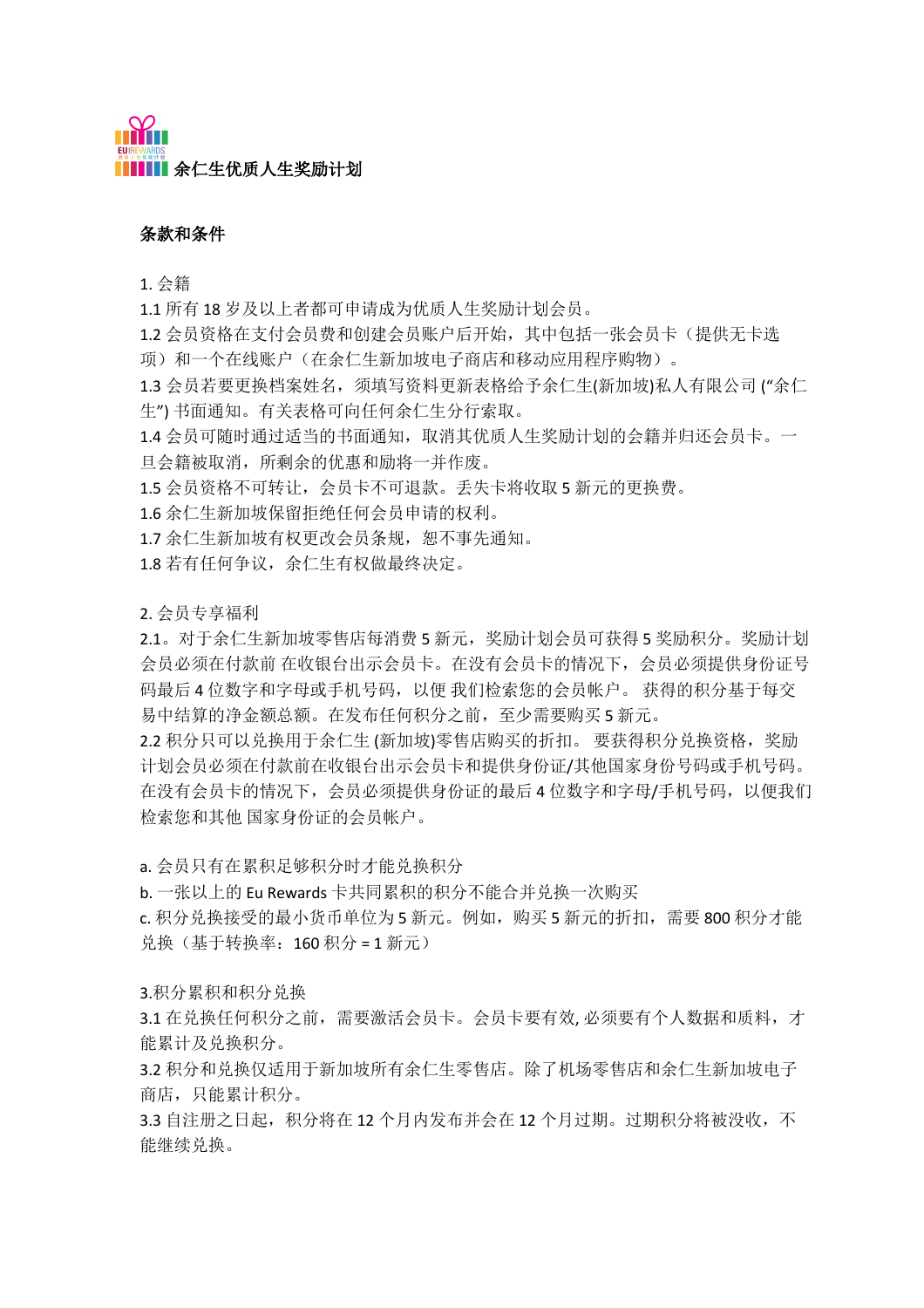EU|REWARDS 余仁生优质人生奖励计划

**条款和条件**

1. 会籍
1.1 所有 18 岁及以上者都可申请成为优质人生奖励计划会员。
1.2 会员资格在支付会员费和创建会员账户后开始，其中包括一张会员卡（提供无卡选项）和一个在线账户（在余仁生新加坡电子商店和移动应用程序购物）。
1.3 会员若要更换档案姓名，须填写资料更新表格给予余仁生(新加坡)私人有限公司 (“余仁生”) 书面通知。有关表格可向任何余仁生分行索取。
1.4 会员可随时通过适当的书面通知，取消其优质人生奖励计划的会籍并归还会员卡。一旦会籍被取消，所剩余的优惠和励将一并作废。
1.5 会员资格不可转让，会员卡不可退款。丢失卡将收取 5 新元的更换费。
1.6 余仁生新加坡保留拒绝任何会员申请的权利。
1.7 余仁生新加坡有权更改会员条规，恕不事先通知。
1.8 若有任何争议，余仁生有权做最终决定。

2. 会员专享福利
2.1。对于余仁生新加坡零售店每消费 5 新元，奖励计划会员可获得 5 奖励积分。奖励计划会员必须在付款前 在收银台出示会员卡。在没有会员卡的情况下，会员必须提供身份证号码最后 4 位数字和字母或手机号码，以便 我们检索您的会员帐户。 获得的积分基于每交易中结算的净金额总额。在发布任何积分之前，至少需要购买 5 新元。
2.2 积分只可以兑换用于余仁生 (新加坡)零售店购买的折扣。 要获得积分兑换资格，奖励计划会员必须在付款前在收银台出示会员卡和提供身份证/其他国家身份号码或手机号码。在没有会员卡的情况下，会员必须提供身份证的最后 4 位数字和字母/手机号码，以便我们检索您和其他 国家身份证的会员帐户。

a. 会员只有在累积足够积分时才能兑换积分
b. 一张以上的 Eu Rewards 卡共同累积的积分不能合并兑换一次购买
c. 积分兑换接受的最小货币单位为 5 新元。例如，购买 5 新元的折扣，需要 800 积分才能兑换（基于转换率：160 积分 = 1 新元）

3.积分累积和积分兑换
3.1 在兑换任何积分之前，需要激活会员卡。会员卡要有效, 必须要有个人数据和质料，才能累计及兑换积分。
3.2 积分和兑换仅适用于新加坡所有余仁生零售店。除了机场零售店和余仁生新加坡电子商店，只能累计积分。
3.3 自注册之日起，积分将在 12 个月内发布并会在 12 个月过期。过期积分将被没收，不能继续兑换。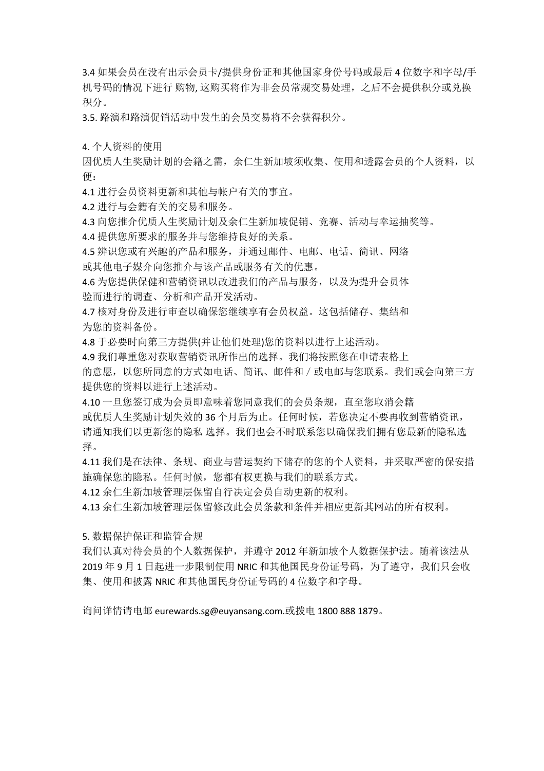3.4 如果会员在没有出示会员卡/提供身份证和其他国家身份号码或最后 4 位数字和字母/手机号码的情况下进行 购物, 这购买将作为非会员常规交易处理，之后不会提供积分或兑换积分。

3.5. 路演和路演促销活动中发生的会员交易将不会获得积分。

4. 个人资料的使用

因优质人生奖励计划的会籍之需，余仁生新加坡须收集、使用和透露会员的个人资料，以便：

4.1 进行会员资料更新和其他与帐户有关的事宜。

4.2 进行与会籍有关的交易和服务。

4.3 向您推介优质人生奖励计划及余仁生新加坡促销、竞赛、活动与幸运抽奖等。

4.4 提供您所要求的服务并与您维持良好的关系。

4.5 辨识您或有兴趣的产品和服务，并通过邮件、电邮、电话、简讯、网络或其他电子媒介向您推介与该产品或服务有关的优惠。

4.6 为您提供保健和营销资讯以改进我们的产品与服务，以及为提升会员体验而进行的调查、分析和产品开发活动。

4.7 核对身份及进行审查以确保您继续享有会员权益。这包括储存、集结和为您的资料备份。

4.8 于必要时向第三方提供(并让他们处理)您的资料以进行上述活动。

4.9 我们尊重您对获取营销资讯所作出的选择。我们将按照您在申请表格上的意愿，以您所同意的方式如电话、简讯、邮件和／或电邮与您联系。我们或会向第三方提供您的资料以进行上述活动。

4.10 一旦您签订成为会员即意味着您同意我们的会员条规，直至您取消会籍或优质人生奖励计划失效的 36 个月后为止。任何时候，若您决定不要再收到营销资讯，请通知我们以更新您的隐私 选择。我们也会不时联系您以确保我们拥有您最新的隐私选择。

4.11 我们是在法律、条规、商业与营运契约下储存的您的个人资料，并采取严密的保安措施确保您的隐私。任何时候，您都有权更换与我们的联系方式。

4.12 余仁生新加坡管理层保留自行决定会员自动更新的权利。

4.13 余仁生新加坡管理层保留修改此会员条款和条件并相应更新其网站的所有权利。

5. 数据保护保证和监管合规

我们认真对待会员的个人数据保护，并遵守 2012 年新加坡个人数据保护法。随着该法从 2019 年 9 月 1 日起进一步限制使用 NRIC 和其他国民身份证号码，为了遵守，我们只会收集、使用和披露 NRIC 和其他国民身份证号码的 4 位数字和字母。

询问详情请电邮 eurewards.sg@euyansang.com.或拨电 1800 888 1879。